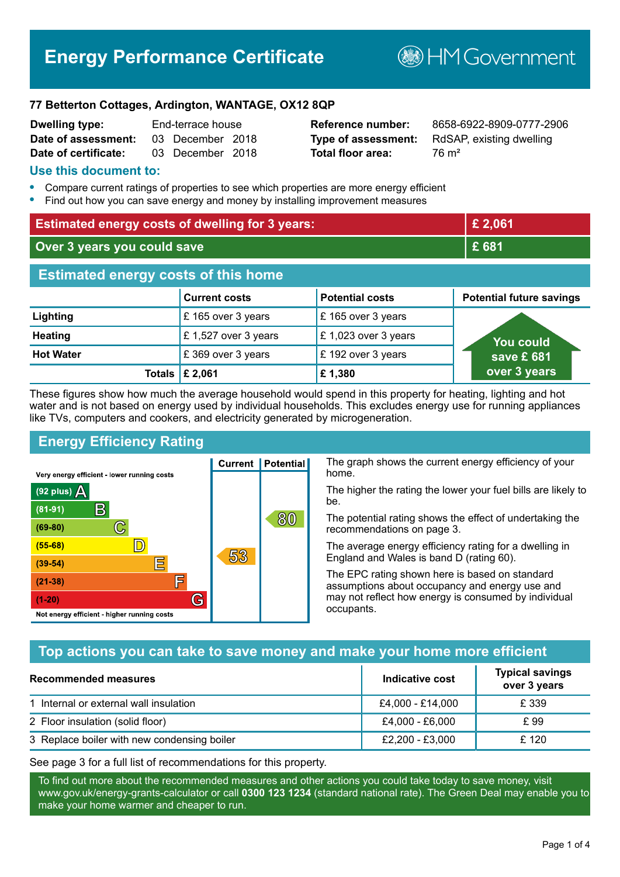# Energy Performance Certificate

HM Government

**77 Betterton Cottages, Ardington, WANTAGE, OX12 8QP**

| | | | |
|---|---|---|---|
| **Dwelling type:** | End-terrace house | **Reference number:** | 8658-6922-8909-0777-2906 |
| **Date of assessment:** | 03 December 2018 | **Type of assessment:** | RdSAP, existing dwelling |
| **Date of certificate:** | 03 December 2018 | **Total floor area:** | 76 m² |

## Use this document to:

- Compare current ratings of properties to see which properties are more energy efficient
- Find out how you can save energy and money by installing improvement measures

| | |
|---|---|
| **Estimated energy costs of dwelling for 3 years:** | **£ 2,061** |
| **Over 3 years you could save** | **£ 681** |

## Estimated energy costs of this home

| | Current costs | Potential costs | Potential future savings |
|---|---|---|---|
| **Lighting** | £ 165 over 3 years | £ 165 over 3 years | You could save £ 681 over 3 years |
| **Heating** | £ 1,527 over 3 years | £ 1,023 over 3 years | |
| **Hot Water** | £ 369 over 3 years | £ 192 over 3 years | |
| **Totals** | **£ 2,061** | **£ 1,380** | |

These figures show how much the average household would spend in this property for heating, lighting and hot water and is not based on energy used by individual households. This excludes energy use for running appliances like TVs, computers and cookers, and electricity generated by microgeneration.

## Energy Efficiency Rating

| Rating | Current | Potential |
|---|---|---|
| Very energy efficient - lower running costs | | |
| (92 plus) A | | |
| (81-91) B | | |
| (69-80) C | | 80 |
| (55-68) D | | |
| (39-54) E | 53 | |
| (21-38) F | | |
| (1-20) G | | |
| Not energy efficient - higher running costs | | |

The graph shows the current energy efficiency of your home.

The higher the rating the lower your fuel bills are likely to be.

The potential rating shows the effect of undertaking the recommendations on page 3.

The average energy efficiency rating for a dwelling in England and Wales is band D (rating 60).

The EPC rating shown here is based on standard assumptions about occupancy and energy use and may not reflect how energy is consumed by individual occupants.

## Top actions you can take to save money and make your home more efficient

| Recommended measures | Indicative cost | Typical savings over 3 years |
|---|---|---|
| 1 Internal or external wall insulation | £4,000 - £14,000 | £ 339 |
| 2 Floor insulation (solid floor) | £4,000 - £6,000 | £ 99 |
| 3 Replace boiler with new condensing boiler | £2,200 - £3,000 | £ 120 |

See page 3 for a full list of recommendations for this property.

To find out more about the recommended measures and other actions you could take today to save money, visit www.gov.uk/energy-grants-calculator or call **0300 123 1234** (standard national rate). The Green Deal may enable you to make your home warmer and cheaper to run.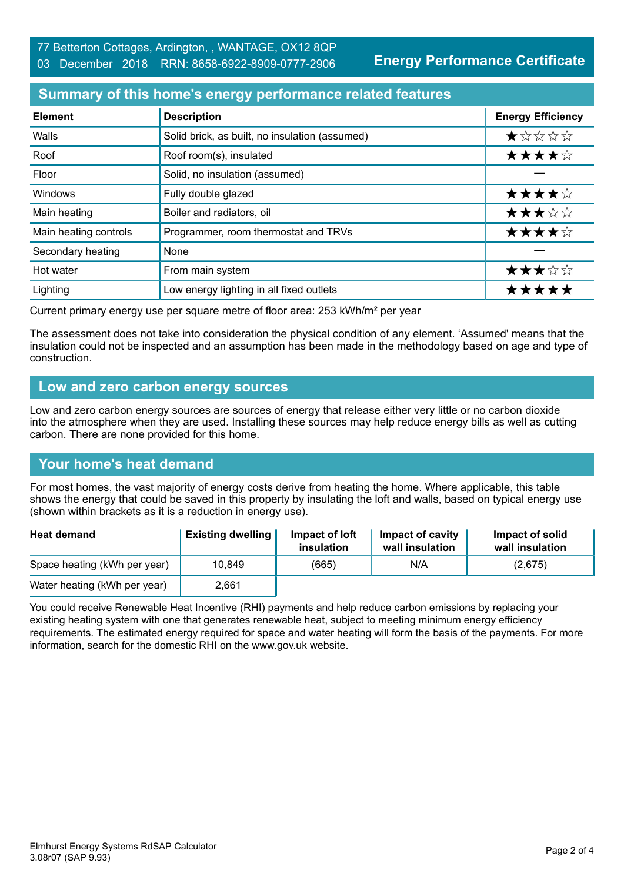77 Betterton Cottages, Ardington, , WANTAGE, OX12 8QP
03 December 2018 RRN: 8658-6922-8909-0777-2906

**Energy Performance Certificate**

## Summary of this home's energy performance related features

| Element | Description | Energy Efficiency |
|---|---|---|
| Walls | Solid brick, as built, no insulation (assumed) | ★☆☆☆☆ |
| Roof | Roof room(s), insulated | ★★★★☆ |
| Floor | Solid, no insulation (assumed) | — |
| Windows | Fully double glazed | ★★★★☆ |
| Main heating | Boiler and radiators, oil | ★★★☆☆ |
| Main heating controls | Programmer, room thermostat and TRVs | ★★★★☆ |
| Secondary heating | None | — |
| Hot water | From main system | ★★★☆☆ |
| Lighting | Low energy lighting in all fixed outlets | ★★★★★ |

Current primary energy use per square metre of floor area: 253 kWh/m² per year

The assessment does not take into consideration the physical condition of any element. 'Assumed' means that the insulation could not be inspected and an assumption has been made in the methodology based on age and type of construction.

## Low and zero carbon energy sources

Low and zero carbon energy sources are sources of energy that release either very little or no carbon dioxide into the atmosphere when they are used. Installing these sources may help reduce energy bills as well as cutting carbon. There are none provided for this home.

## Your home's heat demand

For most homes, the vast majority of energy costs derive from heating the home. Where applicable, this table shows the energy that could be saved in this property by insulating the loft and walls, based on typical energy use (shown within brackets as it is a reduction in energy use).

| Heat demand | Existing dwelling | Impact of loft insulation | Impact of cavity wall insulation | Impact of solid wall insulation |
|---|---|---|---|---|
| Space heating (kWh per year) | 10,849 | (665) | N/A | (2,675) |
| Water heating (kWh per year) | 2,661 | | | |

You could receive Renewable Heat Incentive (RHI) payments and help reduce carbon emissions by replacing your existing heating system with one that generates renewable heat, subject to meeting minimum energy efficiency requirements. The estimated energy required for space and water heating will form the basis of the payments. For more information, search for the domestic RHI on the www.gov.uk website.

Elmhurst Energy Systems RdSAP Calculator
3.08r07 (SAP 9.93)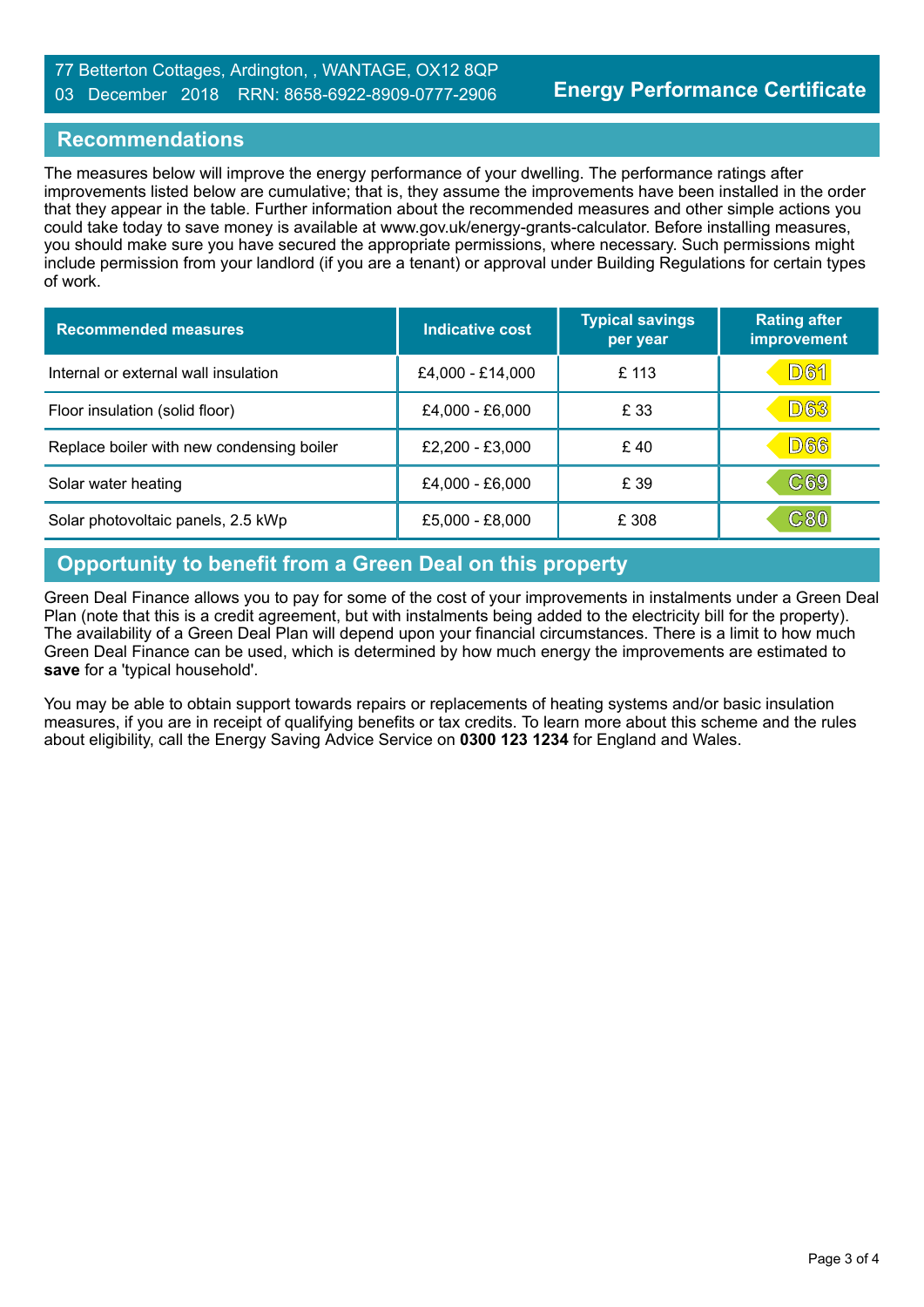77 Betterton Cottages, Ardington, , WANTAGE, OX12 8QP
03 December 2018 RRN: 8658-6922-8909-0777-2906

**Energy Performance Certificate**

## Recommendations

The measures below will improve the energy performance of your dwelling. The performance ratings after improvements listed below are cumulative; that is, they assume the improvements have been installed in the order that they appear in the table. Further information about the recommended measures and other simple actions you could take today to save money is available at www.gov.uk/energy-grants-calculator. Before installing measures, you should make sure you have secured the appropriate permissions, where necessary. Such permissions might include permission from your landlord (if you are a tenant) or approval under Building Regulations for certain types of work.

| Recommended measures | Indicative cost | Typical savings per year | Rating after improvement |
|---|---|---|---|
| Internal or external wall insulation | £4,000 - £14,000 | £ 113 | D61 |
| Floor insulation (solid floor) | £4,000 - £6,000 | £ 33 | D63 |
| Replace boiler with new condensing boiler | £2,200 - £3,000 | £ 40 | D66 |
| Solar water heating | £4,000 - £6,000 | £ 39 | C69 |
| Solar photovoltaic panels, 2.5 kWp | £5,000 - £8,000 | £ 308 | C80 |

## Opportunity to benefit from a Green Deal on this property

Green Deal Finance allows you to pay for some of the cost of your improvements in instalments under a Green Deal Plan (note that this is a credit agreement, but with instalments being added to the electricity bill for the property). The availability of a Green Deal Plan will depend upon your financial circumstances. There is a limit to how much Green Deal Finance can be used, which is determined by how much energy the improvements are estimated to **save** for a 'typical household'.

You may be able to obtain support towards repairs or replacements of heating systems and/or basic insulation measures, if you are in receipt of qualifying benefits or tax credits. To learn more about this scheme and the rules about eligibility, call the Energy Saving Advice Service on **0300 123 1234** for England and Wales.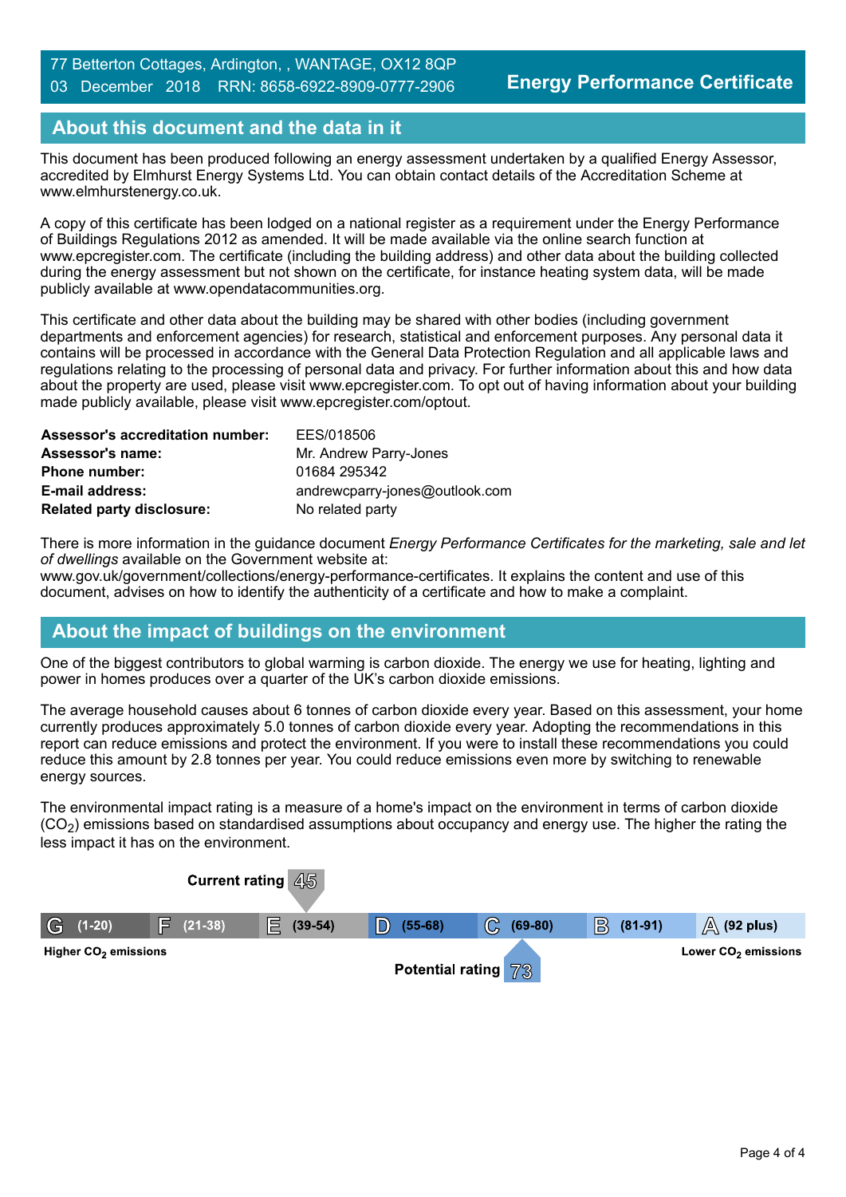77 Betterton Cottages, Ardington, , WANTAGE, OX12 8QP
03 December 2018 RRN: 8658-6922-8909-0777-2906

**Energy Performance Certificate**

## About this document and the data in it

This document has been produced following an energy assessment undertaken by a qualified Energy Assessor, accredited by Elmhurst Energy Systems Ltd. You can obtain contact details of the Accreditation Scheme at www.elmhurstenergy.co.uk.

A copy of this certificate has been lodged on a national register as a requirement under the Energy Performance of Buildings Regulations 2012 as amended. It will be made available via the online search function at www.epcregister.com. The certificate (including the building address) and other data about the building collected during the energy assessment but not shown on the certificate, for instance heating system data, will be made publicly available at www.opendatacommunities.org.

This certificate and other data about the building may be shared with other bodies (including government departments and enforcement agencies) for research, statistical and enforcement purposes. Any personal data it contains will be processed in accordance with the General Data Protection Regulation and all applicable laws and regulations relating to the processing of personal data and privacy. For further information about this and how data about the property are used, please visit www.epcregister.com. To opt out of having information about your building made publicly available, please visit www.epcregister.com/optout.

| | |
|---|---|
| **Assessor's accreditation number:** | EES/018506 |
| **Assessor's name:** | Mr. Andrew Parry-Jones |
| **Phone number:** | 01684 295342 |
| **E-mail address:** | andrewcparry-jones@outlook.com |
| **Related party disclosure:** | No related party |

There is more information in the guidance document *Energy Performance Certificates for the marketing, sale and let of dwellings* available on the Government website at: www.gov.uk/government/collections/energy-performance-certificates. It explains the content and use of this document, advises on how to identify the authenticity of a certificate and how to make a complaint.

## About the impact of buildings on the environment

One of the biggest contributors to global warming is carbon dioxide. The energy we use for heating, lighting and power in homes produces over a quarter of the UK's carbon dioxide emissions.

The average household causes about 6 tonnes of carbon dioxide every year. Based on this assessment, your home currently produces approximately 5.0 tonnes of carbon dioxide every year. Adopting the recommendations in this report can reduce emissions and protect the environment. If you were to install these recommendations you could reduce this amount by 2.8 tonnes per year. You could reduce emissions even more by switching to renewable energy sources.

The environmental impact rating is a measure of a home's impact on the environment in terms of carbon dioxide ($CO_2$) emissions based on standardised assumptions about occupancy and energy use. The higher the rating the less impact it has on the environment.

Current rating 45

G (1-20)
F (21-38)
E (39-54)
D (55-68)
C (69-80)
B (81-91)
A (92 plus)

Higher $CO_2$ emissions
Lower $CO_2$ emissions

Potential rating 73